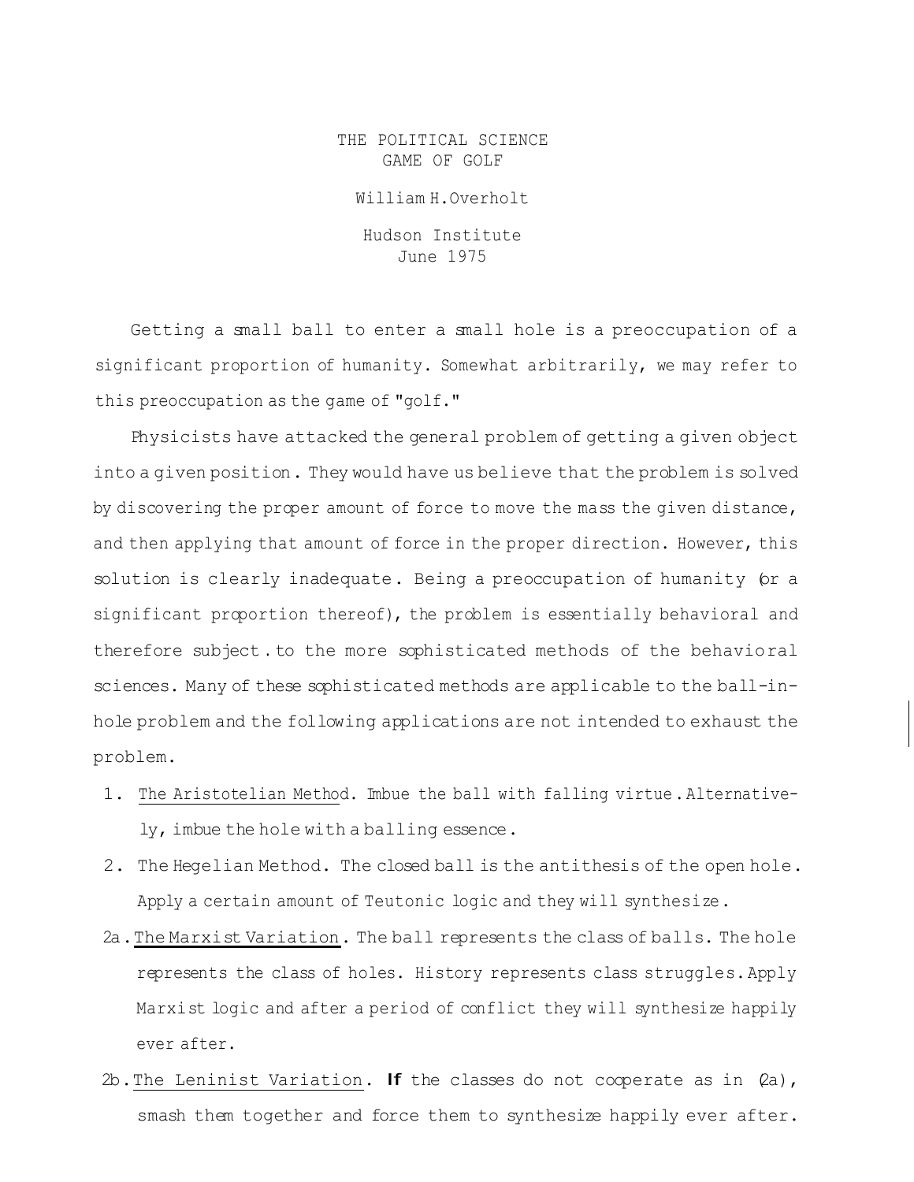# THE POLITICAL SCIENCE GAME OF GOLF

William H. Overholt

Hudson Institute
June 1975

Getting a small ball to enter a small hole is a preoccupation of a significant proportion of humanity. Somewhat arbitrarily, we may refer to this preoccupation as the game of "golf."

Physicists have attacked the general problem of getting a given object into a given position. They would have us believe that the problem is solved by discovering the proper amount of force to move the mass the given distance, and then applying that amount of force in the proper direction. However, this solution is clearly inadequate. Being a preoccupation of humanity (or a significant proportion thereof), the problem is essentially behavioral and therefore subject to the more sophisticated methods of the behavioral sciences. Many of these sophisticated methods are applicable to the ball-in-hole problem and the following applications are not intended to exhaust the problem.

1. The Aristotelian Method. Imbue the ball with falling virtue. Alternatively, imbue the hole with a balling essence.
2. The Hegelian Method. The closed ball is the antithesis of the open hole. Apply a certain amount of Teutonic logic and they will synthesize.

2a. The Marxist Variation. The ball represents the class of balls. The hole represents the class of holes. History represents class struggles. Apply Marxist logic and after a period of conflict they will synthesize happily ever after.

2b. The Leninist Variation. **If** the classes do not cooperate as in (2a), smash them together and force them to synthesize happily ever after.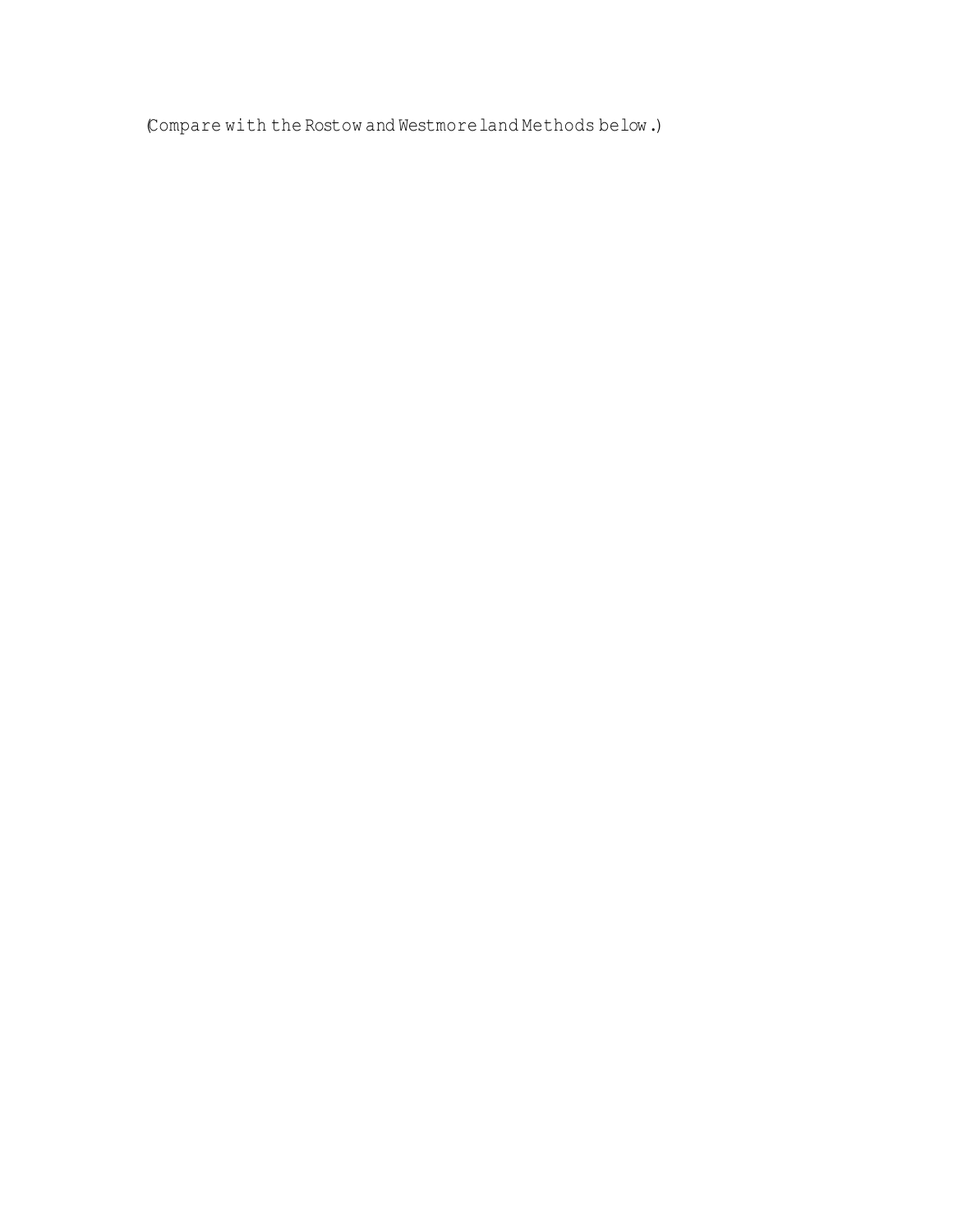(Compare with the Rostow and Westmoreland Methods below.)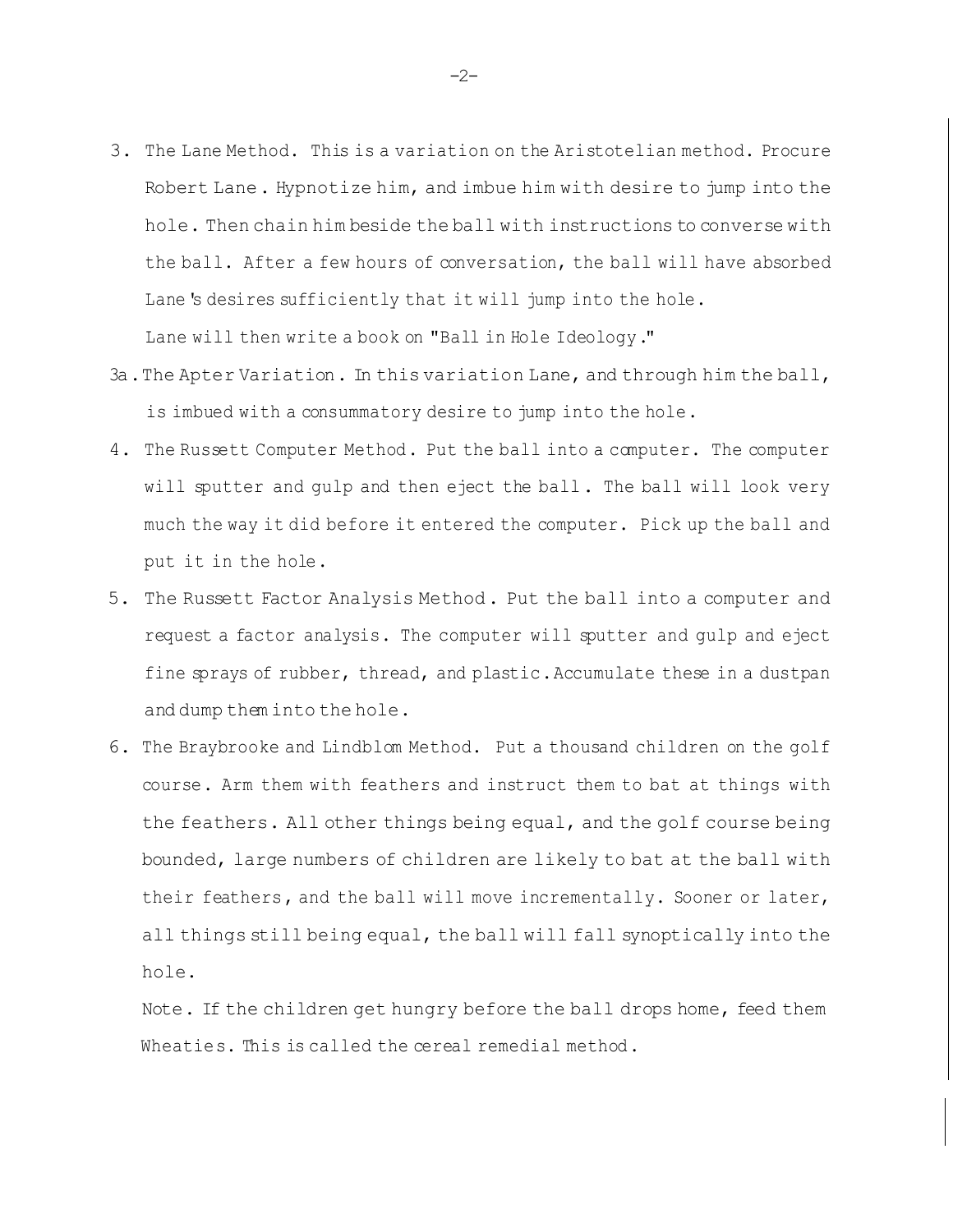3. The Lane Method. This is a variation on the Aristotelian method. Procure Robert Lane. Hypnotize him, and imbue him with desire to jump into the hole. Then chain him beside the ball with instructions to converse with the ball. After a few hours of conversation, the ball will have absorbed Lane's desires sufficiently that it will jump into the hole.

   Lane will then write a book on "Ball in Hole Ideology."

3a. The Apter Variation. In this variation Lane, and through him the ball, is imbued with a consummatory desire to jump into the hole.

4. The Russett Computer Method. Put the ball into a computer. The computer will sputter and gulp and then eject the ball. The ball will look very much the way it did before it entered the computer. Pick up the ball and put it in the hole.

5. The Russett Factor Analysis Method. Put the ball into a computer and request a factor analysis. The computer will sputter and gulp and eject fine sprays of rubber, thread, and plastic. Accumulate these in a dustpan and dump them into the hole.

6. The Braybrooke and Lindblom Method. Put a thousand children on the golf course. Arm them with feathers and instruct them to bat at things with the feathers. All other things being equal, and the golf course being bounded, large numbers of children are likely to bat at the ball with their feathers, and the ball will move incrementally. Sooner or later, all things still being equal, the ball will fall synoptically into the hole.

   Note. If the children get hungry before the ball drops home, feed them Wheaties. This is called the cereal remedial method.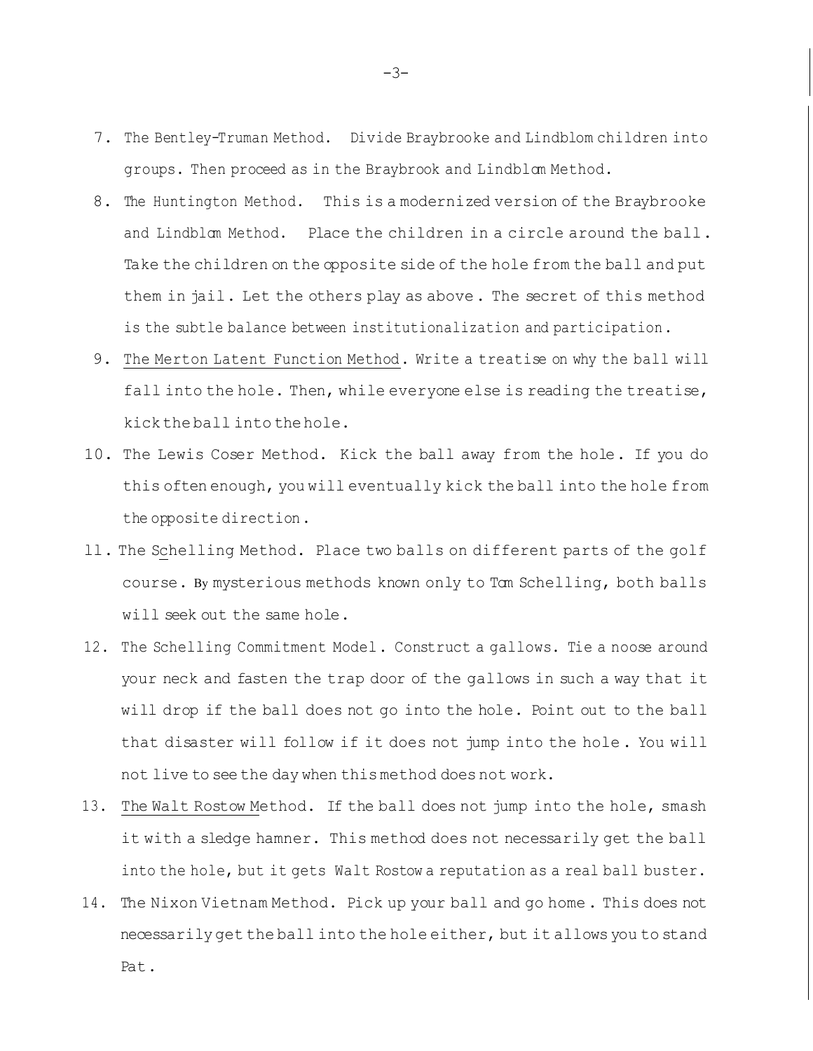7. The Bentley-Truman Method. Divide Braybrooke and Lindblom children into groups. Then proceed as in the Braybrook and Lindblom Method.

8. The Huntington Method. This is a modernized version of the Braybrooke and Lindblom Method. Place the children in a circle around the ball. Take the children on the opposite side of the hole from the ball and put them in jail. Let the others play as above. The secret of this method is the subtle balance between institutionalization and participation.

9. <u>The Merton Latent Function Method</u>. Write a treatise on why the ball will fall into the hole. Then, while everyone else is reading the treatise, kick the ball into the hole.

10. The Lewis Coser Method. Kick the ball away from the hole. If you do this often enough, you will eventually kick the ball into the hole from the opposite direction.

11. The Schelling Method. Place two balls on different parts of the golf course. By mysterious methods known only to Tom Schelling, both balls will seek out the same hole.

12. The Schelling Commitment Model. Construct a gallows. Tie a noose around your neck and fasten the trap door of the gallows in such a way that it will drop if the ball does not go into the hole. Point out to the ball that disaster will follow if it does not jump into the hole. You will not live to see the day when this method does not work.

13. <u>The Walt Rostow M</u>ethod. If the ball does not jump into the hole, smash it with a sledge hamner. This method does not necessarily get the ball into the hole, but it gets Walt Rostow a reputation as a real ball buster.

14. The Nixon Vietnam Method. Pick up your ball and go home. This does not necessarily get the ball into the hole either, but it allows you to stand Pat.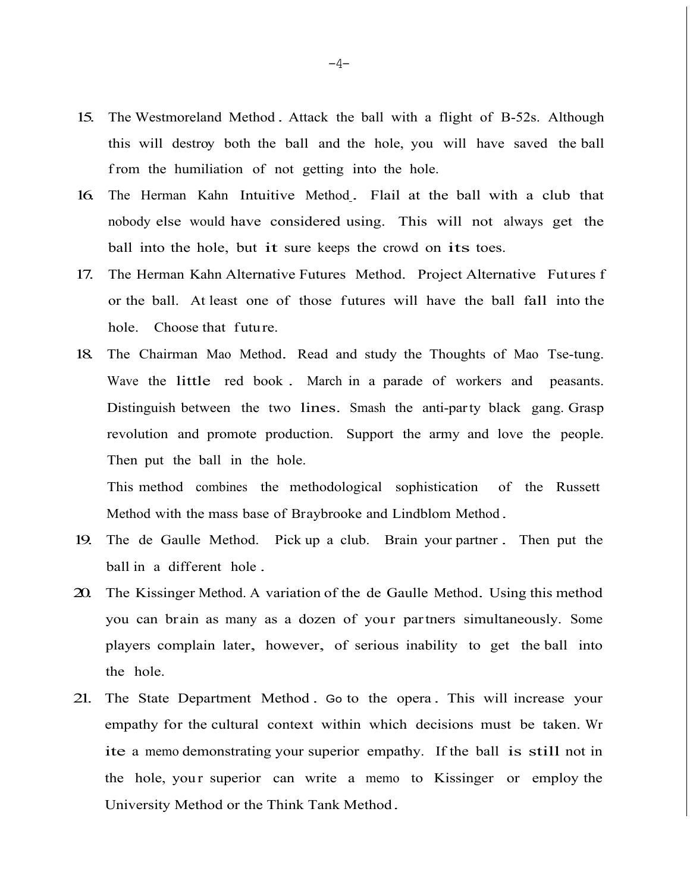15. The Westmoreland Method. Attack the ball with a flight of B-52s. Although this will destroy both the ball and the hole, you will have saved the ball from the humiliation of not getting into the hole.
16. The Herman Kahn Intuitive Method. Flail at the ball with a club that nobody else would have considered using. This will not always get the ball into the hole, but it sure keeps the crowd on its toes.
17. The Herman Kahn Alternative Futures Method. Project Alternative Futures for the ball. At least one of those futures will have the ball fall into the hole. Choose that future.
18. The Chairman Mao Method. Read and study the Thoughts of Mao Tse-tung. Wave the little red book. March in a parade of workers and peasants. Distinguish between the two lines. Smash the anti-party black gang. Grasp revolution and promote production. Support the army and love the people. Then put the ball in the hole.

    This method combines the methodological sophistication of the Russett Method with the mass base of Braybrooke and Lindblom Method.
19. The de Gaulle Method. Pick up a club. Brain your partner. Then put the ball in a different hole.
20. The Kissinger Method. A variation of the de Gaulle Method. Using this method you can brain as many as a dozen of your partners simultaneously. Some players complain later, however, of serious inability to get the ball into the hole.
21. The State Department Method. Go to the opera. This will increase your empathy for the cultural context within which decisions must be taken. Write a memo demonstrating your superior empathy. If the ball is still not in the hole, your superior can write a memo to Kissinger or employ the University Method or the Think Tank Method.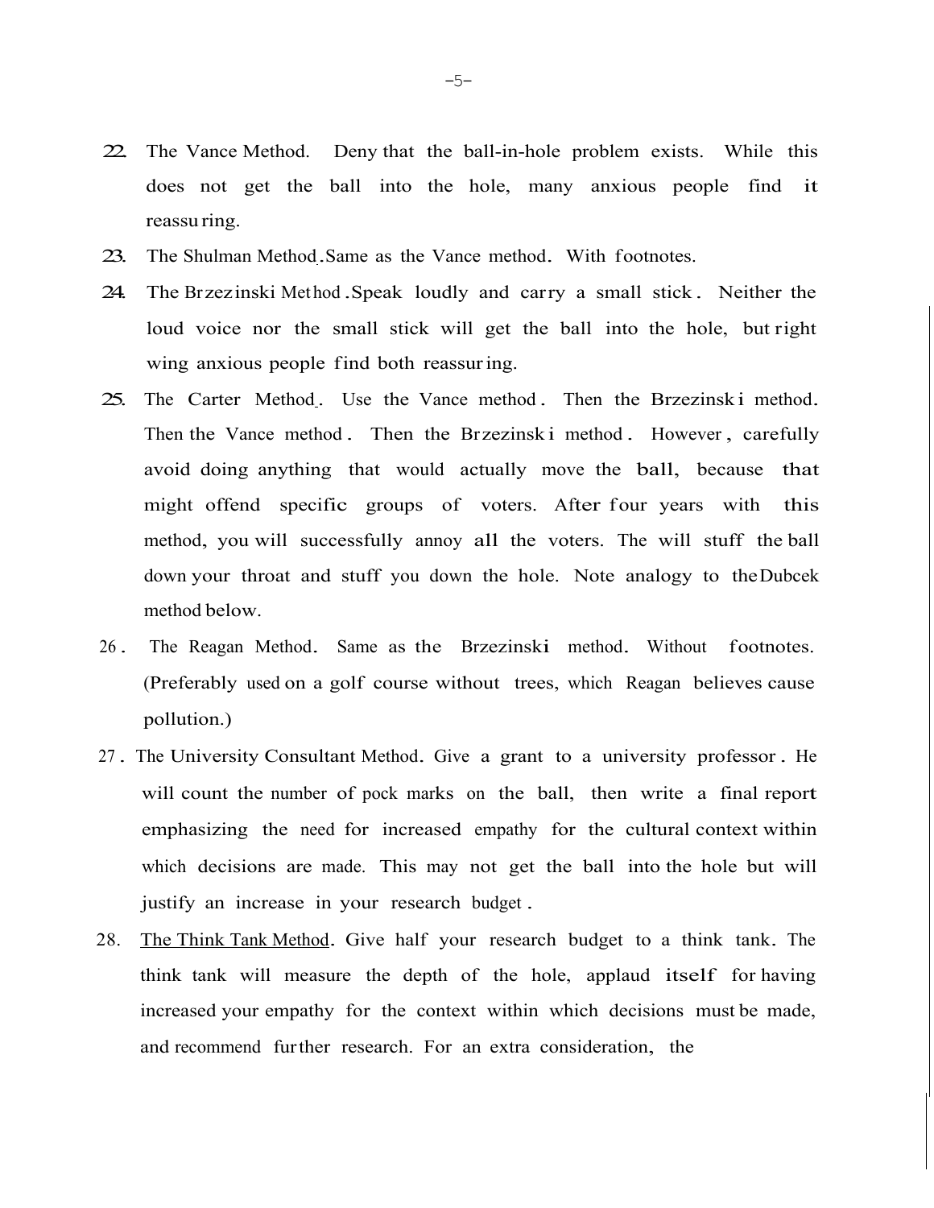22. The Vance Method. Deny that the ball-in-hole problem exists. While this does not get the ball into the hole, many anxious people find it reassuring.

23. The Shulman Method. Same as the Vance method. With footnotes.

24. The Brzezinski Method. Speak loudly and carry a small stick. Neither the loud voice nor the small stick will get the ball into the hole, but right wing anxious people find both reassuring.

25. The Carter Method. Use the Vance method. Then the Brzezinski method. Then the Vance method. Then the Brzezinski method. However, carefully avoid doing anything that would actually move the ball, because that might offend specific groups of voters. After four years with this method, you will successfully annoy all the voters. The will stuff the ball down your throat and stuff you down the hole. Note analogy to the Dubcek method below.

26. The Reagan Method. Same as the Brzezinski method. Without footnotes. (Preferably used on a golf course without trees, which Reagan believes cause pollution.)

27. The University Consultant Method. Give a grant to a university professor. He will count the number of pock marks on the ball, then write a final report emphasizing the need for increased empathy for the cultural context within which decisions are made. This may not get the ball into the hole but will justify an increase in your research budget.

28. <u>The Think Tank Method</u>. Give half your research budget to a think tank. The think tank will measure the depth of the hole, applaud itself for having increased your empathy for the context within which decisions must be made, and recommend further research. For an extra consideration, the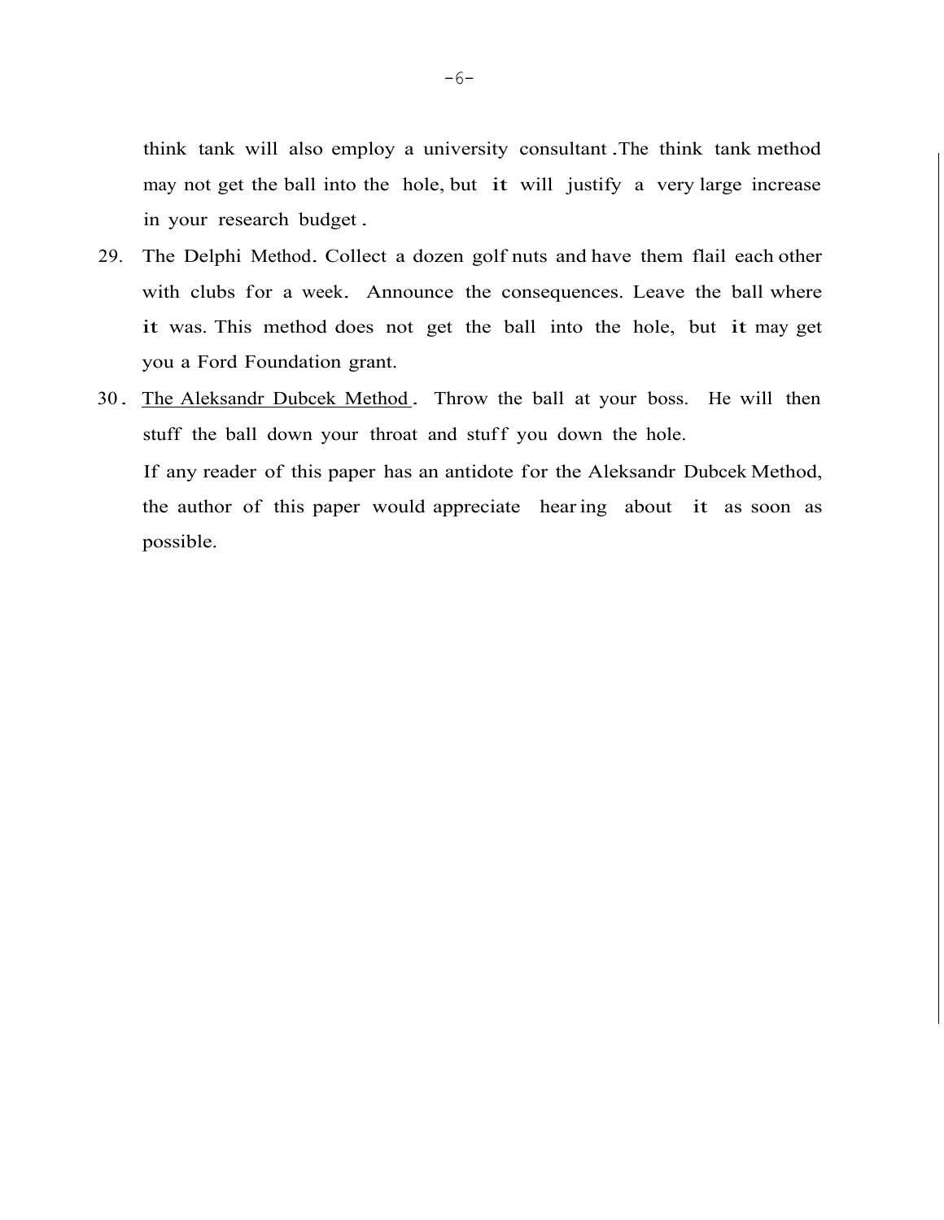think tank will also employ a university consultant. The think tank method may not get the ball into the hole, but it will justify a very large increase in your research budget.

29. The Delphi Method. Collect a dozen golf nuts and have them flail each other with clubs for a week. Announce the consequences. Leave the ball where it was. This method does not get the ball into the hole, but it may get you a Ford Foundation grant.

30. <u>The Aleksandr Dubcek Method</u>. Throw the ball at your boss. He will then stuff the ball down your throat and stuff you down the hole.

    If any reader of this paper has an antidote for the Aleksandr Dubcek Method, the author of this paper would appreciate hearing about it as soon as possible.